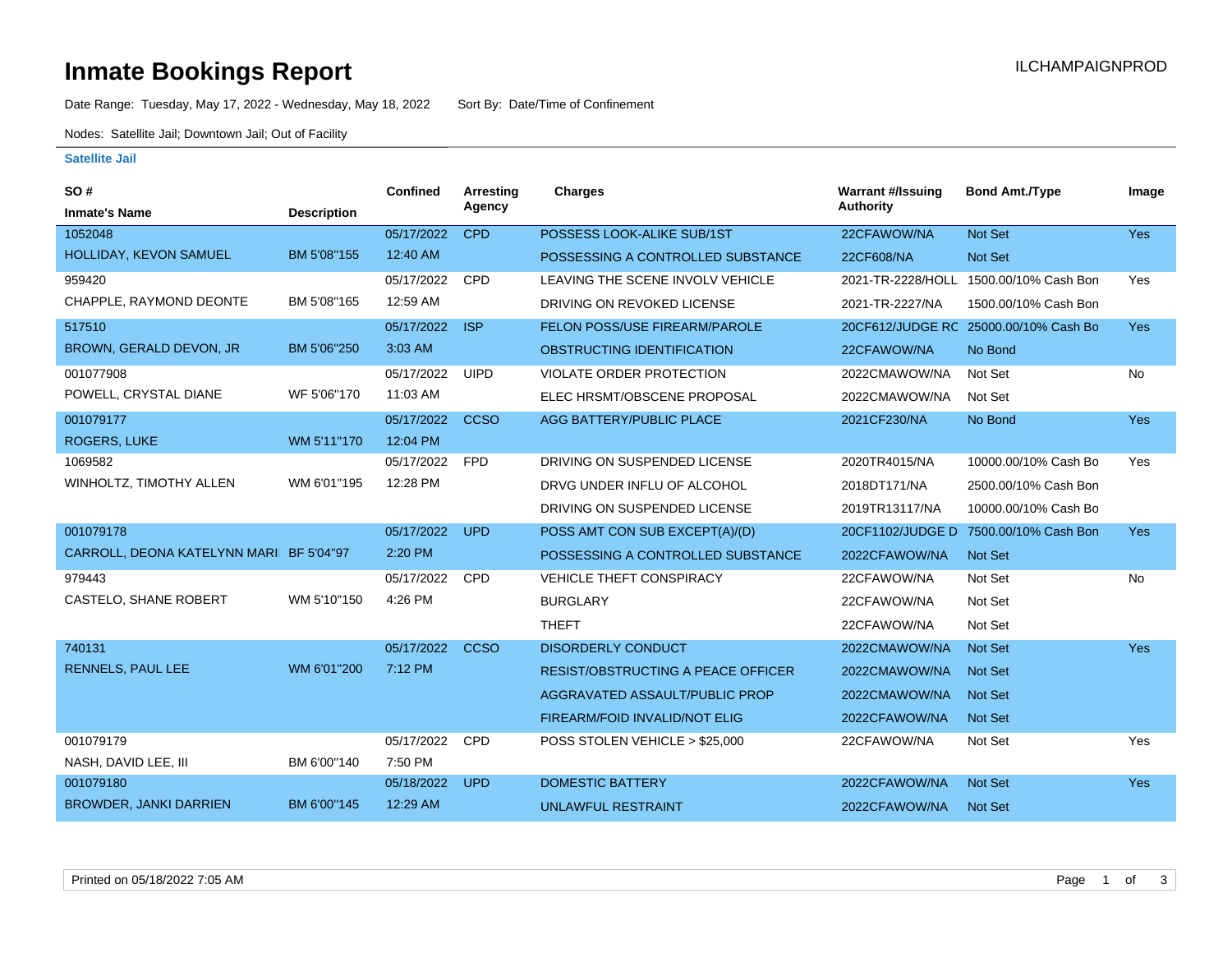# Inmate Bookings Report

ILCHAMPAIGNPROD

Date Range: Tuesday, May 17, 2022 - Wednesday, May 18, 2022 Sort By: Date/Time of Confinement

Nodes: Satellite Jail; Downtown Jail; Out of Facility

**Satellite Jail**

| SO # / Inmate's Name | Description | Confined | Arresting Agency | Charges | Warrant #/Issuing Authority | Bond Amt./Type | Image |
|---|---|---|---|---|---|---|---|
| 1052048 | | 05/17/2022 | CPD | POSSESS LOOK-ALIKE SUB/1ST | 22CFAWOW/NA | Not Set | Yes |
| HOLLIDAY, KEVON SAMUEL | BM 5'08"155 | 12:40 AM | | POSSESSING A CONTROLLED SUBSTANCE | 22CF608/NA | Not Set | |
| 959420 | | 05/17/2022 | CPD | LEAVING THE SCENE INVOLV VEHICLE | 2021-TR-2228/HOLL | 1500.00/10% Cash Bon | Yes |
| CHAPPLE, RAYMOND DEONTE | BM 5'08"165 | 12:59 AM | | DRIVING ON REVOKED LICENSE | 2021-TR-2227/NA | 1500.00/10% Cash Bon | |
| 517510 | | 05/17/2022 | ISP | FELON POSS/USE FIREARM/PAROLE | 20CF612/JUDGE RC | 25000.00/10% Cash Bo | Yes |
| BROWN, GERALD DEVON, JR | BM 5'06"250 | 3:03 AM | | OBSTRUCTING IDENTIFICATION | 22CFAWOW/NA | No Bond | |
| 001077908 | | 05/17/2022 | UIPD | VIOLATE ORDER PROTECTION | 2022CMAWOW/NA | Not Set | No |
| POWELL, CRYSTAL DIANE | WF 5'06"170 | 11:03 AM | | ELEC HRSMT/OBSCENE PROPOSAL | 2022CMAWOW/NA | Not Set | |
| 001079177 | | 05/17/2022 | CCSO | AGG BATTERY/PUBLIC PLACE | 2021CF230/NA | No Bond | Yes |
| ROGERS, LUKE | WM 5'11"170 | 12:04 PM | | | | | |
| 1069582 | | 05/17/2022 | FPD | DRIVING ON SUSPENDED LICENSE | 2020TR4015/NA | 10000.00/10% Cash Bo | Yes |
| WINHOLTZ, TIMOTHY ALLEN | WM 6'01"195 | 12:28 PM | | DRVG UNDER INFLU OF ALCOHOL | 2018DT171/NA | 2500.00/10% Cash Bon | |
| | | | | DRIVING ON SUSPENDED LICENSE | 2019TR13117/NA | 10000.00/10% Cash Bo | |
| 001079178 | | 05/17/2022 | UPD | POSS AMT CON SUB EXCEPT(A)/(D) | 20CF1102/JUDGE D | 7500.00/10% Cash Bon | Yes |
| CARROLL, DEONA KATELYNN MARI | BF 5'04"97 | 2:20 PM | | POSSESSING A CONTROLLED SUBSTANCE | 2022CFAWOW/NA | Not Set | |
| 979443 | | 05/17/2022 | CPD | VEHICLE THEFT CONSPIRACY | 22CFAWOW/NA | Not Set | No |
| CASTELO, SHANE ROBERT | WM 5'10"150 | 4:26 PM | | BURGLARY | 22CFAWOW/NA | Not Set | |
| | | | | THEFT | 22CFAWOW/NA | Not Set | |
| 740131 | | 05/17/2022 | CCSO | DISORDERLY CONDUCT | 2022CMAWOW/NA | Not Set | Yes |
| RENNELS, PAUL LEE | WM 6'01"200 | 7:12 PM | | RESIST/OBSTRUCTING A PEACE OFFICER | 2022CMAWOW/NA | Not Set | |
| | | | | AGGRAVATED ASSAULT/PUBLIC PROP | 2022CMAWOW/NA | Not Set | |
| | | | | FIREARM/FOID INVALID/NOT ELIG | 2022CFAWOW/NA | Not Set | |
| 001079179 | | 05/17/2022 | CPD | POSS STOLEN VEHICLE > $25,000 | 22CFAWOW/NA | Not Set | Yes |
| NASH, DAVID LEE, III | BM 6'00"140 | 7:50 PM | | | | | |
| 001079180 | | 05/18/2022 | UPD | DOMESTIC BATTERY | 2022CFAWOW/NA | Not Set | Yes |
| BROWDER, JANKI DARRIEN | BM 6'00"145 | 12:29 AM | | UNLAWFUL RESTRAINT | 2022CFAWOW/NA | Not Set | |

Printed on 05/18/2022 7:05 AM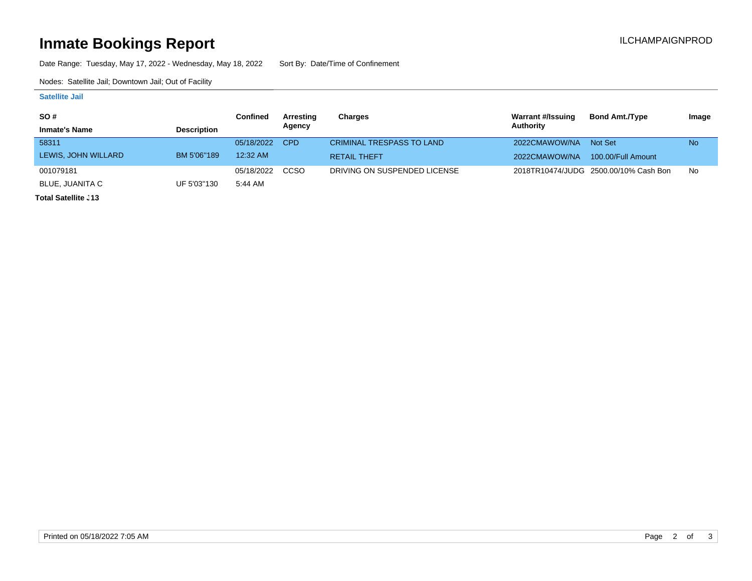# Inmate Bookings Report

ILCHAMPAIGNPROD

Date Range: Tuesday, May 17, 2022 - Wednesday, May 18, 2022    Sort By: Date/Time of Confinement

Nodes: Satellite Jail; Downtown Jail; Out of Facility

### Satellite Jail

| SO # / Inmate's Name | Description | Confined | Arresting Agency | Charges | Warrant #/Issuing Authority | Bond Amt./Type | Image |
|---|---|---|---|---|---|---|---|
| 58311 | | 05/18/2022 | CPD | CRIMINAL TRESPASS TO LAND | 2022CMAWOW/NA | Not Set | No |
| LEWIS, JOHN WILLARD | BM 5'06"189 | 12:32 AM | | RETAIL THEFT | 2022CMAWOW/NA | 100.00/Full Amount | |
| 001079181 | | 05/18/2022 | CCSO | DRIVING ON SUSPENDED LICENSE | 2018TR10474/JUDG | 2500.00/10% Cash Bon | No |
| BLUE, JUANITA C | UF 5'03"130 | 5:44 AM | | | | | |

**Total Satellite J13**

Printed on 05/18/2022 7:05 AM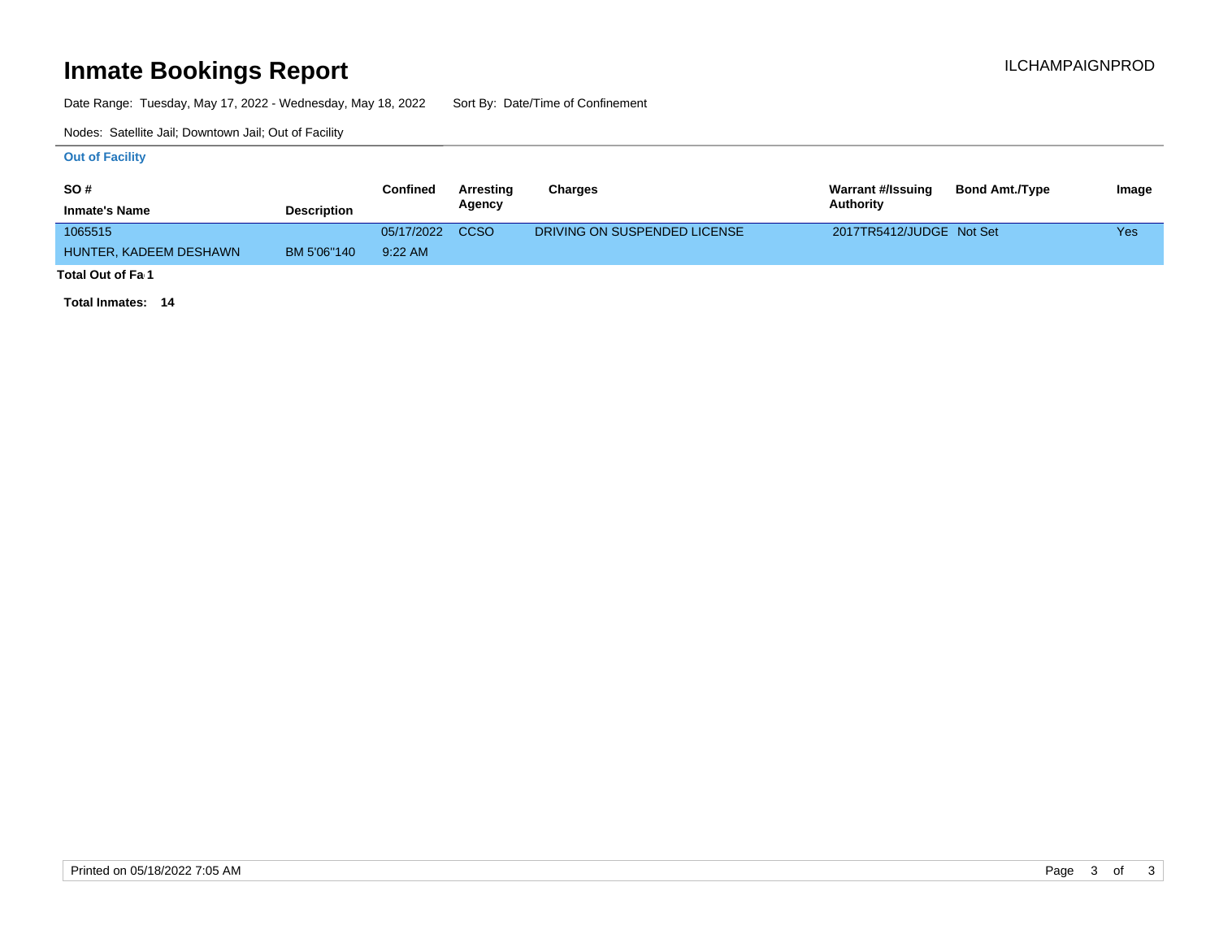# Inmate Bookings Report

ILCHAMPAIGNPROD

Date Range: Tuesday, May 17, 2022 - Wednesday, May 18, 2022 Sort By: Date/Time of Confinement

Nodes: Satellite Jail; Downtown Jail; Out of Facility

**Out of Facility**

| SO # / Inmate's Name | Description | Confined | Arresting Agency | Charges | Warrant #/Issuing Authority | Bond Amt./Type | Image |
|---|---|---|---|---|---|---|---|
| 1065515 HUNTER, KADEEM DESHAWN | BM 5'06''140 | 05/17/2022 9:22 AM | CCSO | DRIVING ON SUSPENDED LICENSE | 2017TR5412/JUDGE | Not Set | Yes |

**Total Out of Fa 1**

**Total Inmates: 14**